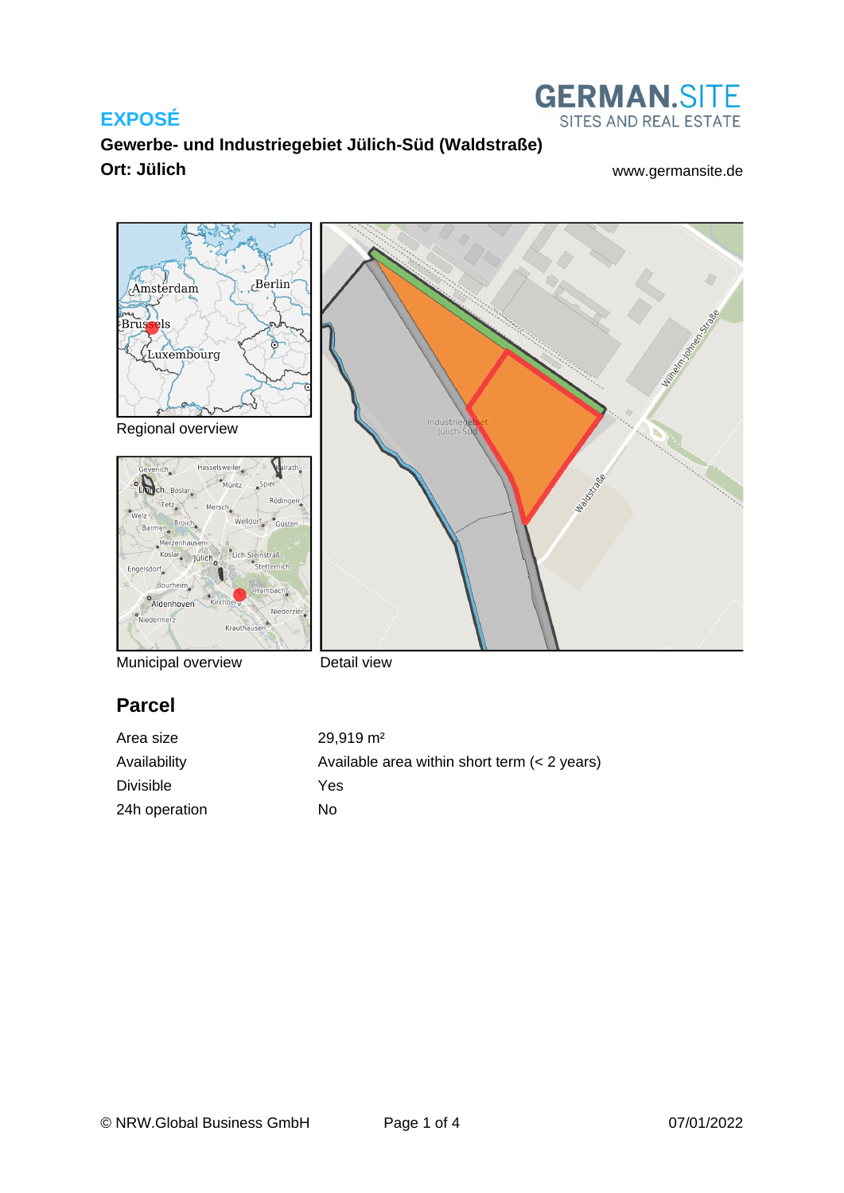**EXPOSÉ**

GERMAN.SITE
SITES AND REAL ESTATE

## Gewerbe- und Industriegebiet Jülich-Süd (Waldstraße)

**Ort: Jülich**

www.germansite.de

Regional overview

Municipal overview

Detail view

## Parcel

| | |
|---|---|
| Area size | 29,919 m² |
| Availability | Available area within short term (< 2 years) |
| Divisible | Yes |
| 24h operation | No |

© NRW.Global Business GmbH

07/01/2022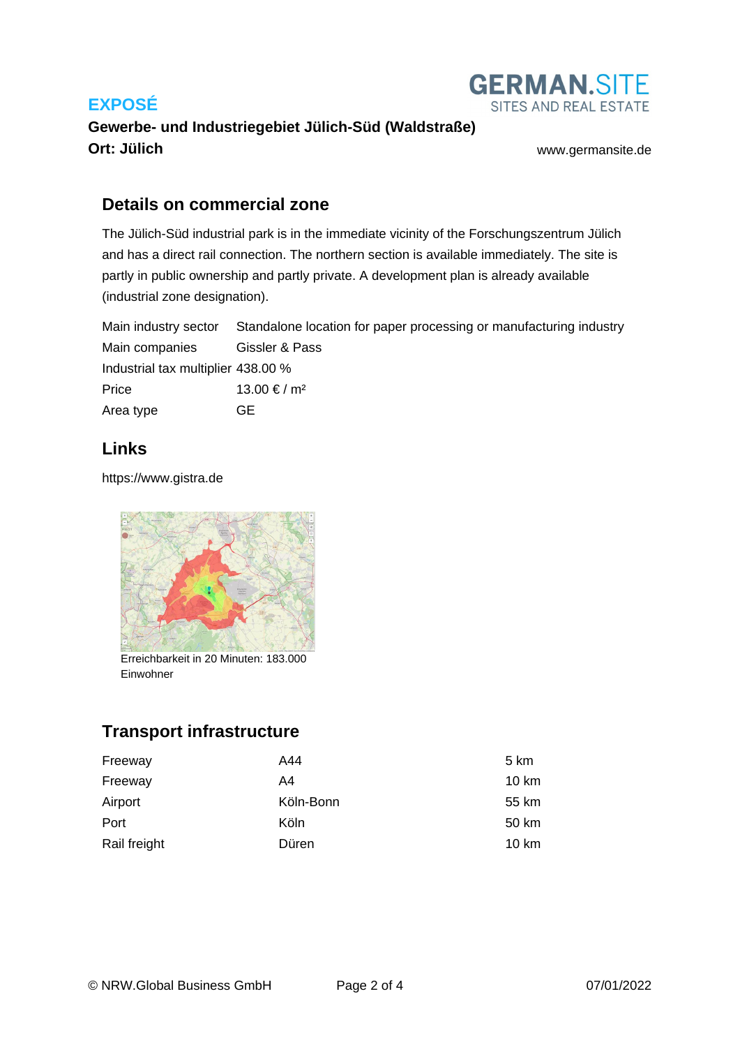## Details on commercial zone

The Jülich-Süd industrial park is in the immediate vicinity of the Forschungszentrum Jülich and has a direct rail connection. The northern section is available immediately. The site is partly in public ownership and partly private. A development plan is already available (industrial zone designation).

| | |
|---|---|
| Main industry sector | Standalone location for paper processing or manufacturing industry |
| Main companies | Gissler & Pass |
| Industrial tax multiplier | 438.00 % |
| Price | 13.00 € / m² |
| Area type | GE |

## Links

https://www.gistra.de

Erreichbarkeit in 20 Minuten: 183.000 Einwohner

## Transport infrastructure

| | | |
|---|---|---|
| Freeway | A44 | 5 km |
| Freeway | A4 | 10 km |
| Airport | Köln-Bonn | 55 km |
| Port | Köln | 50 km |
| Rail freight | Düren | 10 km |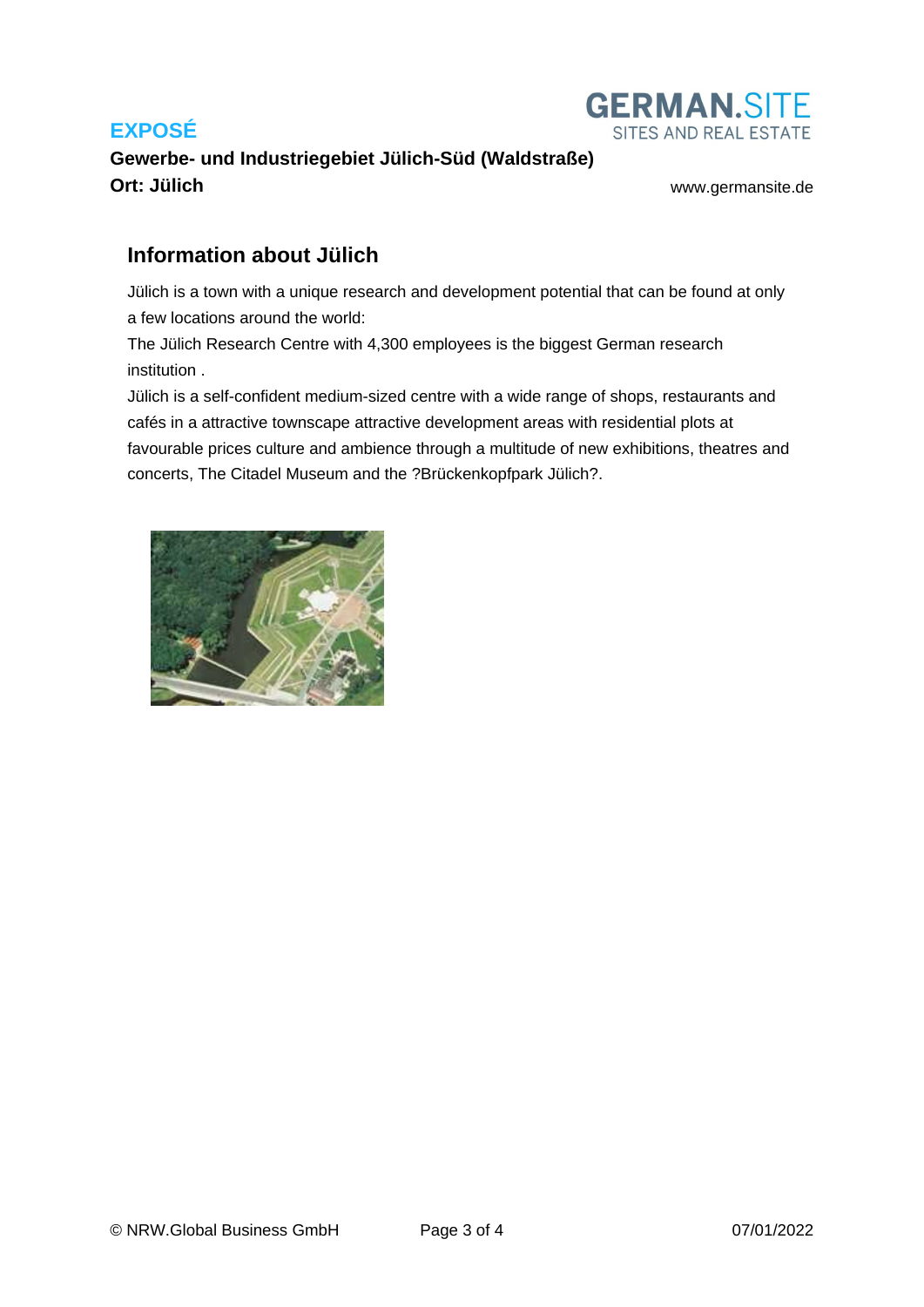## Information about Jülich

Jülich is a town with a unique research and development potential that can be found at only a few locations around the world:

The Jülich Research Centre with 4,300 employees is the biggest German research institution .

Jülich is a self-confident medium-sized centre with a wide range of shops, restaurants and cafés in a attractive townscape attractive development areas with residential plots at favourable prices culture and ambience through a multitude of new exhibitions, theatres and concerts, The Citadel Museum and the ?Brückenkopfpark Jülich?.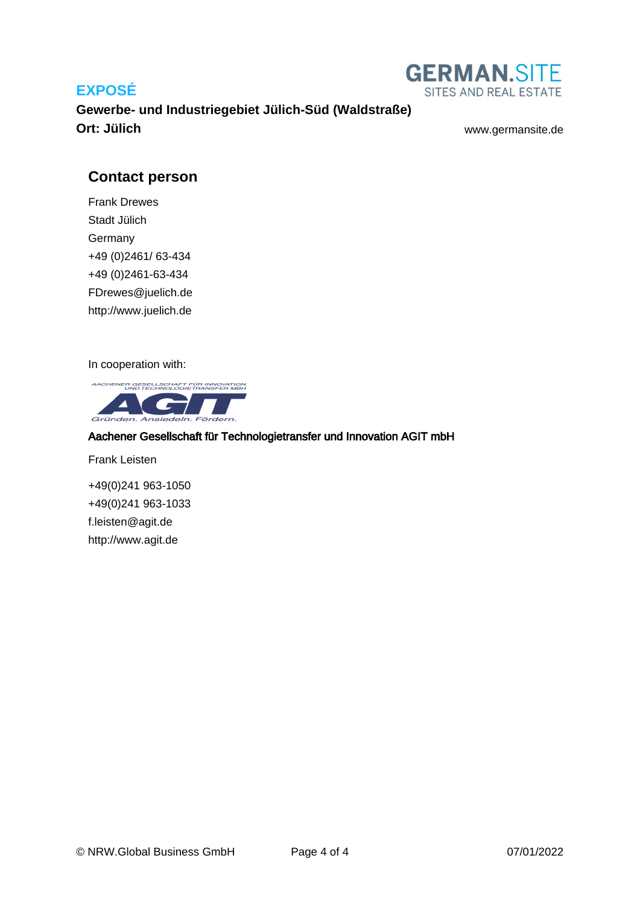## Contact person

Frank Drewes
Stadt Jülich
Germany
+49 (0)2461/ 63-434
+49 (0)2461-63-434
FDrewes@juelich.de
http://www.juelich.de

In cooperation with:

**Aachener Gesellschaft für Technologietransfer und Innovation AGIT mbH**

Frank Leisten

+49(0)241 963-1050
+49(0)241 963-1033
f.leisten@agit.de
http://www.agit.de